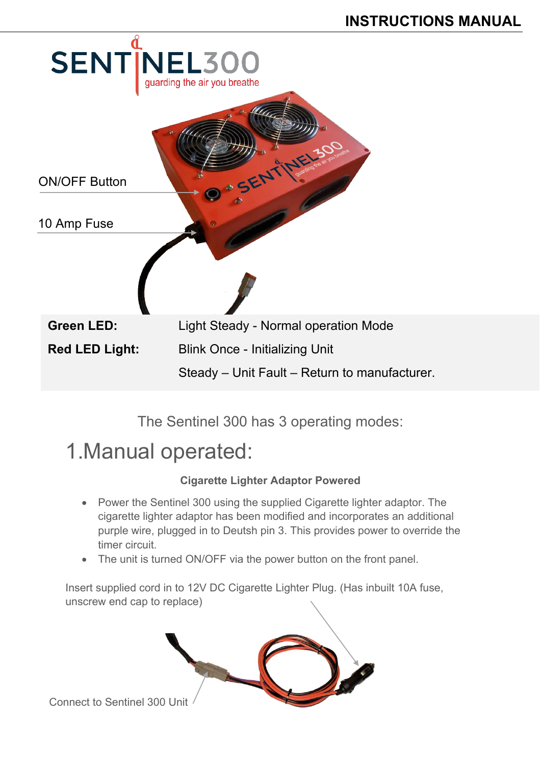# INSTRUCTIONS MANUAL

SENTINEL300
guarding the air you breathe

ON/OFF Button

10 Amp Fuse

| | |
|---|---|
| **Green LED:** | Light Steady - Normal operation Mode |
| **Red LED Light:** | Blink Once - Initializing Unit |
| | Steady – Unit Fault – Return to manufacturer. |

The Sentinel 300 has 3 operating modes:

## 1.Manual operated:

**Cigarette Lighter Adaptor Powered**

- Power the Sentinel 300 using the supplied Cigarette lighter adaptor. The cigarette lighter adaptor has been modified and incorporates an additional purple wire, plugged in to Deutsh pin 3. This provides power to override the timer circuit.
- The unit is turned ON/OFF via the power button on the front panel.

Insert supplied cord in to 12V DC Cigarette Lighter Plug. (Has inbuilt 10A fuse, unscrew end cap to replace)

Connect to Sentinel 300 Unit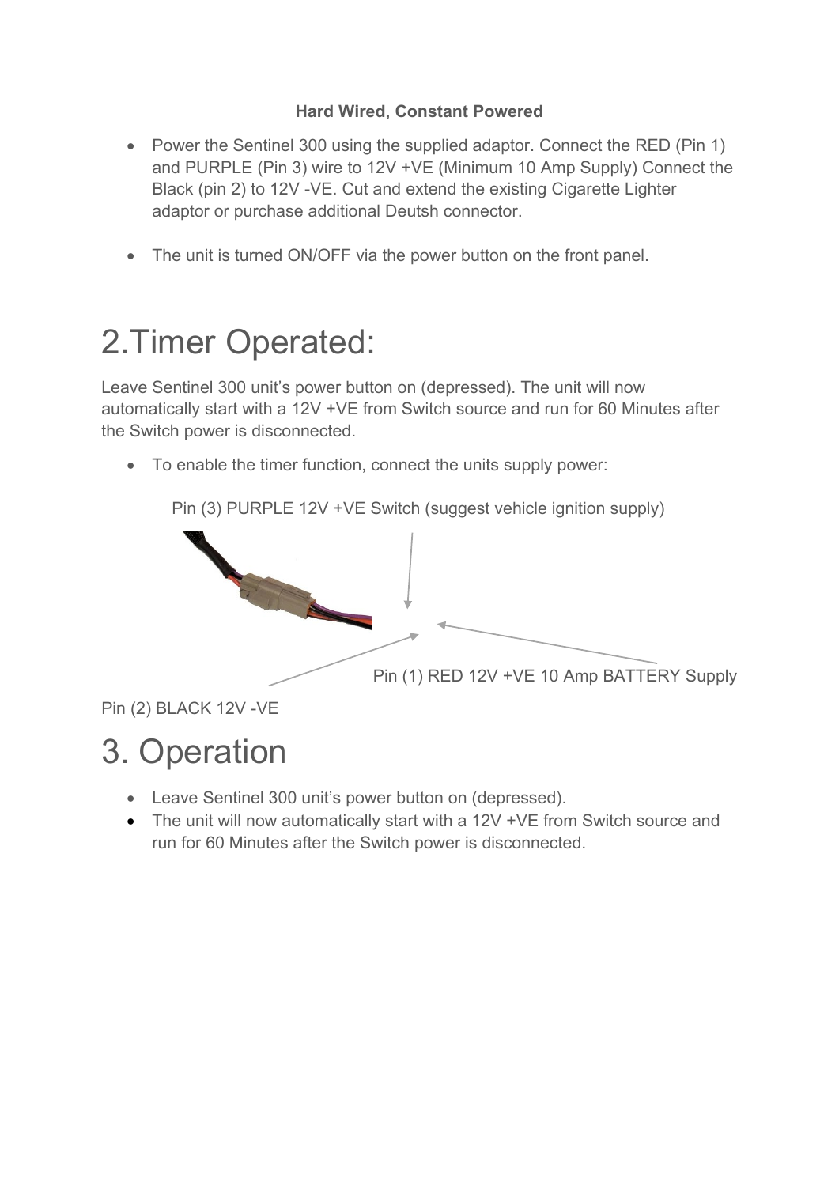**Hard Wired, Constant Powered**

- Power the Sentinel 300 using the supplied adaptor. Connect the RED (Pin 1) and PURPLE (Pin 3) wire to 12V +VE (Minimum 10 Amp Supply) Connect the Black (pin 2) to 12V -VE. Cut and extend the existing Cigarette Lighter adaptor or purchase additional Deutsh connector.

- The unit is turned ON/OFF via the power button on the front panel.

# 2.Timer Operated:

Leave Sentinel 300 unit's power button on (depressed). The unit will now automatically start with a 12V +VE from Switch source and run for 60 Minutes after the Switch power is disconnected.

- To enable the timer function, connect the units supply power:

Pin (3) PURPLE 12V +VE Switch (suggest vehicle ignition supply)

Pin (1) RED 12V +VE 10 Amp BATTERY Supply

Pin (2) BLACK 12V -VE

# 3. Operation

- Leave Sentinel 300 unit's power button on (depressed).
- The unit will now automatically start with a 12V +VE from Switch source and run for 60 Minutes after the Switch power is disconnected.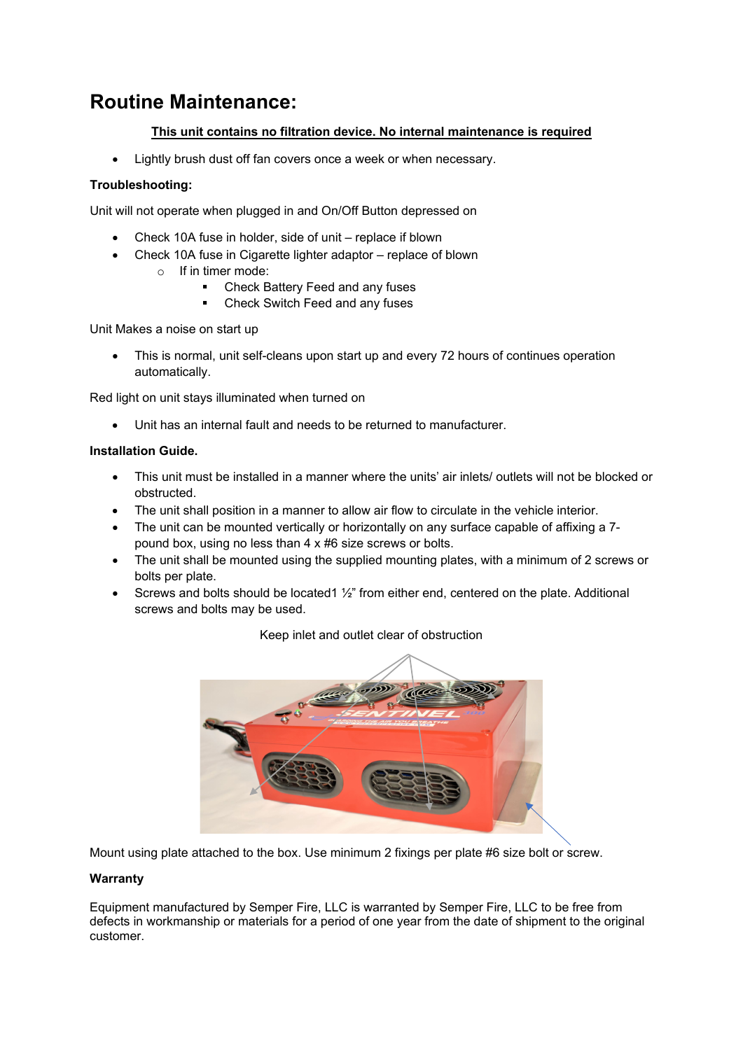# Routine Maintenance:

**This unit contains no filtration device. No internal maintenance is required**

- Lightly brush dust off fan covers once a week or when necessary.

**Troubleshooting:**

Unit will not operate when plugged in and On/Off Button depressed on

- Check 10A fuse in holder, side of unit – replace if blown
- Check 10A fuse in Cigarette lighter adaptor – replace of blown
  - If in timer mode:
    - Check Battery Feed and any fuses
    - Check Switch Feed and any fuses

Unit Makes a noise on start up

- This is normal, unit self-cleans upon start up and every 72 hours of continues operation automatically.

Red light on unit stays illuminated when turned on

- Unit has an internal fault and needs to be returned to manufacturer.

**Installation Guide.**

- This unit must be installed in a manner where the units' air inlets/ outlets will not be blocked or obstructed.
- The unit shall position in a manner to allow air flow to circulate in the vehicle interior.
- The unit can be mounted vertically or horizontally on any surface capable of affixing a 7-pound box, using no less than 4 x #6 size screws or bolts.
- The unit shall be mounted using the supplied mounting plates, with a minimum of 2 screws or bolts per plate.
- Screws and bolts should be located1 ½" from either end, centered on the plate. Additional screws and bolts may be used.

Keep inlet and outlet clear of obstruction

Mount using plate attached to the box. Use minimum 2 fixings per plate #6 size bolt or screw.

**Warranty**

Equipment manufactured by Semper Fire, LLC is warranted by Semper Fire, LLC to be free from defects in workmanship or materials for a period of one year from the date of shipment to the original customer.